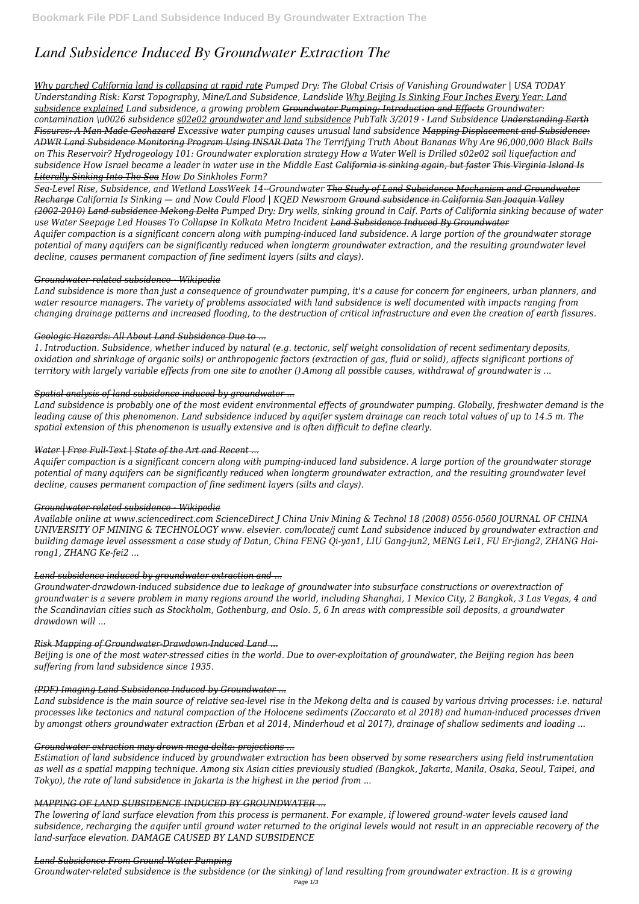# *Land Subsidence Induced By Groundwater Extraction The*

*Why parched California land is collapsing at rapid rate Pumped Dry: The Global Crisis of Vanishing Groundwater | USA TODAY Understanding Risk: Karst Topography, Mine/Land Subsidence, Landslide Why Beijing Is Sinking Four Inches Every Year: Land subsidence explained Land subsidence, a growing problem ~~Groundwater Pumping: Introduction and Effects~~ Groundwater: contamination \u0026 subsidence s02e02 groundwater and land subsidence PubTalk 3/2019 - Land Subsidence ~~Understanding Earth Fissures: A Man-Made Geohazard~~ Excessive water pumping causes unusual land subsidence ~~Mapping Displacement and Subsidence: ADWR Land Subsidence Monitoring Program Using INSAR Data~~ The Terrifying Truth About Bananas Why Are 96,000,000 Black Balls on This Reservoir? Hydrogeology 101: Groundwater exploration strategy How a Water Well is Drilled s02e02 soil liquefaction and subsidence How Israel became a leader in water use in the Middle East ~~California is sinking again, but faster~~ This Virginia Island Is Literally Sinking Into The Sea How Do Sinkholes Form?*

*Sea-Level Rise, Subsidence, and Wetland LossWeek 14--Groundwater ~~The Study of Land Subsidence Mechanism and Groundwater Recharge~~ California Is Sinking — and Now Could Flood | KQED Newsroom ~~Ground subsidence in California San Joaquin Valley (2002-2010)~~ ~~Land subsidence Mekong Delta~~ Pumped Dry: Dry wells, sinking ground in Calf. Parts of California sinking because of water use Water Seepage Led Houses To Collapse In Kolkata Metro Incident ~~Land Subsidence Induced By Groundwater~~*

*Aquifer compaction is a significant concern along with pumping-induced land subsidence. A large portion of the groundwater storage potential of many aquifers can be significantly reduced when longterm groundwater extraction, and the resulting groundwater level decline, causes permanent compaction of fine sediment layers (silts and clays).*

*~~Groundwater-related subsidence - Wikipedia~~*

*Land subsidence is more than just a consequence of groundwater pumping, it's a cause for concern for engineers, urban planners, and water resource managers. The variety of problems associated with land subsidence is well documented with impacts ranging from changing drainage patterns and increased flooding, to the destruction of critical infrastructure and even the creation of earth fissures.*

*~~Geologic Hazards: All About Land Subsidence Due to ...~~*

*1. Introduction. Subsidence, whether induced by natural (e.g. tectonic, self weight consolidation of recent sedimentary deposits, oxidation and shrinkage of organic soils) or anthropogenic factors (extraction of gas, fluid or solid), affects significant portions of territory with largely variable effects from one site to another ().Among all possible causes, withdrawal of groundwater is ...*

*~~Spatial analysis of land subsidence induced by groundwater ...~~*

*Land subsidence is probably one of the most evident environmental effects of groundwater pumping. Globally, freshwater demand is the leading cause of this phenomenon. Land subsidence induced by aquifer system drainage can reach total values of up to 14.5 m. The spatial extension of this phenomenon is usually extensive and is often difficult to define clearly.*

*~~Water | Free Full-Text | State of the Art and Recent ...~~*

*Aquifer compaction is a significant concern along with pumping-induced land subsidence. A large portion of the groundwater storage potential of many aquifers can be significantly reduced when longterm groundwater extraction, and the resulting groundwater level decline, causes permanent compaction of fine sediment layers (silts and clays).*

*~~Groundwater-related subsidence - Wikipedia~~*

*Available online at www.sciencedirect.com ScienceDirect J China Univ Mining & Technol 18 (2008) 0556-0560 JOURNAL OF CHINA UNIVERSITY OF MINING & TECHNOLOGY www. elsevier. com/locate/j cumt Land subsidence induced by groundwater extraction and building damage level assessment a case study of Datun, China FENG Qi-yan1, LIU Gang-jun2, MENG Lei1, FU Er-jiang2, ZHANG Hai-rong1, ZHANG Ke-fei2 ...*

*~~Land subsidence induced by groundwater extraction and ...~~*

*Groundwater-drawdown-induced subsidence due to leakage of groundwater into subsurface constructions or overextraction of groundwater is a severe problem in many regions around the world, including Shanghai, 1 Mexico City, 2 Bangkok, 3 Las Vegas, 4 and the Scandinavian cities such as Stockholm, Gothenburg, and Oslo. 5, 6 In areas with compressible soil deposits, a groundwater drawdown will ...*

*~~Risk Mapping of Groundwater-Drawdown-Induced Land ...~~*

*Beijing is one of the most water-stressed cities in the world. Due to over-exploitation of groundwater, the Beijing region has been suffering from land subsidence since 1935.*

*~~(PDF) Imaging Land Subsidence Induced by Groundwater ...~~*

*Land subsidence is the main source of relative sea-level rise in the Mekong delta and is caused by various driving processes: i.e. natural processes like tectonics and natural compaction of the Holocene sediments (Zoccarato et al 2018) and human-induced processes driven by amongst others groundwater extraction (Erban et al 2014, Minderhoud et al 2017), drainage of shallow sediments and loading ...*

*~~Groundwater extraction may drown mega-delta: projections ...~~*

*Estimation of land subsidence induced by groundwater extraction has been observed by some researchers using field instrumentation as well as a spatial mapping technique. Among six Asian cities previously studied (Bangkok, Jakarta, Manila, Osaka, Seoul, Taipei, and Tokyo), the rate of land subsidence in Jakarta is the highest in the period from ...*

*~~MAPPING OF LAND SUBSIDENCE INDUCED BY GROUNDWATER ...~~*

*The lowering of land surface elevation from this process is permanent. For example, if lowered ground-water levels caused land subsidence, recharging the aquifer until ground water returned to the original levels would not result in an appreciable recovery of the land-surface elevation. DAMAGE CAUSED BY LAND SUBSIDENCE*

*~~Land Subsidence From Ground-Water Pumping~~*

*Groundwater-related subsidence is the subsidence (or the sinking) of land resulting from groundwater extraction. It is a growing*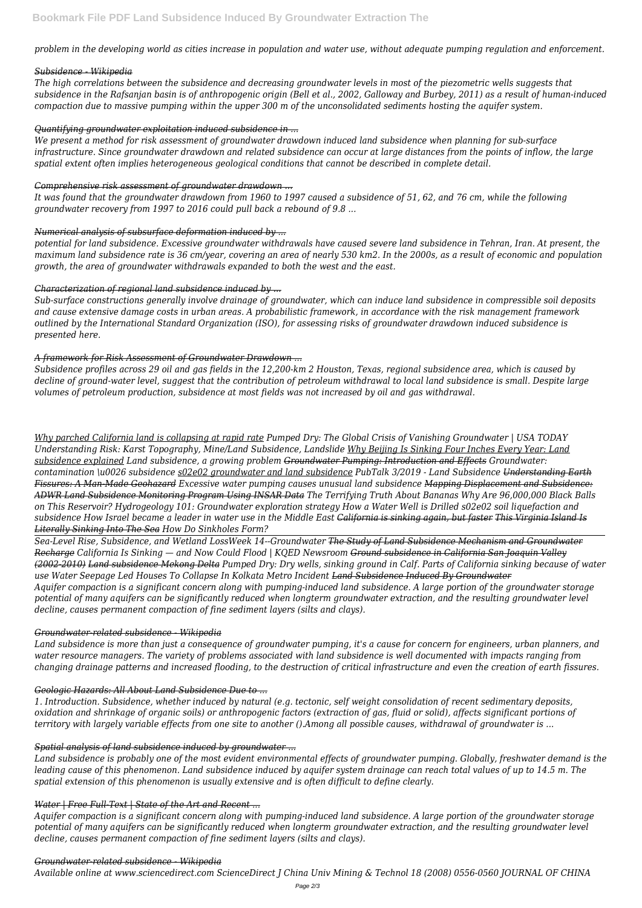*problem in the developing world as cities increase in population and water use, without adequate pumping regulation and enforcement.*

*Subsidence - Wikipedia*

*The high correlations between the subsidence and decreasing groundwater levels in most of the piezometric wells suggests that subsidence in the Rafsanjan basin is of anthropogenic origin (Bell et al., 2002, Galloway and Burbey, 2011) as a result of human-induced compaction due to massive pumping within the upper 300 m of the unconsolidated sediments hosting the aquifer system.*

*Quantifying groundwater exploitation induced subsidence in ...*

*We present a method for risk assessment of groundwater drawdown induced land subsidence when planning for sub-surface infrastructure. Since groundwater drawdown and related subsidence can occur at large distances from the points of inflow, the large spatial extent often implies heterogeneous geological conditions that cannot be described in complete detail.*

*Comprehensive risk assessment of groundwater drawdown ...*

*It was found that the groundwater drawdown from 1960 to 1997 caused a subsidence of 51, 62, and 76 cm, while the following groundwater recovery from 1997 to 2016 could pull back a rebound of 9.8 ...*

*Numerical analysis of subsurface deformation induced by ...*

*potential for land subsidence. Excessive groundwater withdrawals have caused severe land subsidence in Tehran, Iran. At present, the maximum land subsidence rate is 36 cm/year, covering an area of nearly 530 km2. In the 2000s, as a result of economic and population growth, the area of groundwater withdrawals expanded to both the west and the east.*

*Characterization of regional land subsidence induced by ...*

*Sub-surface constructions generally involve drainage of groundwater, which can induce land subsidence in compressible soil deposits and cause extensive damage costs in urban areas. A probabilistic framework, in accordance with the risk management framework outlined by the International Standard Organization (ISO), for assessing risks of groundwater drawdown induced subsidence is presented here.*

*A framework for Risk Assessment of Groundwater Drawdown ...*

*Subsidence profiles across 29 oil and gas fields in the 12,200-km 2 Houston, Texas, regional subsidence area, which is caused by decline of ground-water level, suggest that the contribution of petroleum withdrawal to local land subsidence is small. Despite large volumes of petroleum production, subsidence at most fields was not increased by oil and gas withdrawal.*

*Why parched California land is collapsing at rapid rate Pumped Dry: The Global Crisis of Vanishing Groundwater | USA TODAY Understanding Risk: Karst Topography, Mine/Land Subsidence, Landslide Why Beijing Is Sinking Four Inches Every Year: Land subsidence explained Land subsidence, a growing problem Groundwater Pumping: Introduction and Effects Groundwater: contamination \u0026 subsidence s02e02 groundwater and land subsidence PubTalk 3/2019 - Land Subsidence Understanding Earth Fissures: A Man-Made Geohazard Excessive water pumping causes unusual land subsidence Mapping Displacement and Subsidence: ADWR Land Subsidence Monitoring Program Using InSAR Data The Terrifying Truth About Bananas Why Are 96,000,000 Black Balls on This Reservoir? Hydrogeology 101: Groundwater exploration strategy How a Water Well is Drilled s02e02 soil liquefaction and subsidence How Israel became a leader in water use in the Middle East California is sinking again, but faster This Virginia Island Is Literally Sinking Into The Sea How Do Sinkholes Form?*

*Sea-Level Rise, Subsidence, and Wetland LossWeek 14--Groundwater The Study of Land Subsidence Mechanism and Groundwater Recharge California Is Sinking — and Now Could Flood | KQED Newsroom Ground subsidence in California San Joaquin Valley (2002-2010) Land subsidence Mekong Delta Pumped Dry: Dry wells, sinking ground in Calf. Parts of California sinking because of water use Water Seepage Led Houses To Collapse In Kolkata Metro Incident Land Subsidence Induced By Groundwater*

*Aquifer compaction is a significant concern along with pumping-induced land subsidence. A large portion of the groundwater storage potential of many aquifers can be significantly reduced when longterm groundwater extraction, and the resulting groundwater level decline, causes permanent compaction of fine sediment layers (silts and clays).*

*Groundwater-related subsidence - Wikipedia*

*Land subsidence is more than just a consequence of groundwater pumping, it's a cause for concern for engineers, urban planners, and water resource managers. The variety of problems associated with land subsidence is well documented with impacts ranging from changing drainage patterns and increased flooding, to the destruction of critical infrastructure and even the creation of earth fissures.*

*Geologic Hazards: All About Land Subsidence Due to ...*

*1. Introduction. Subsidence, whether induced by natural (e.g. tectonic, self weight consolidation of recent sedimentary deposits, oxidation and shrinkage of organic soils) or anthropogenic factors (extraction of gas, fluid or solid), affects significant portions of territory with largely variable effects from one site to another ().Among all possible causes, withdrawal of groundwater is ...*

*Spatial analysis of land subsidence induced by groundwater ...*

*Land subsidence is probably one of the most evident environmental effects of groundwater pumping. Globally, freshwater demand is the leading cause of this phenomenon. Land subsidence induced by aquifer system drainage can reach total values of up to 14.5 m. The spatial extension of this phenomenon is usually extensive and is often difficult to define clearly.*

*Water | Free Full-Text | State of the Art and Recent ...*

*Aquifer compaction is a significant concern along with pumping-induced land subsidence. A large portion of the groundwater storage potential of many aquifers can be significantly reduced when longterm groundwater extraction, and the resulting groundwater level decline, causes permanent compaction of fine sediment layers (silts and clays).*

*Groundwater-related subsidence - Wikipedia*

*Available online at www.sciencedirect.com ScienceDirect J China Univ Mining & Technol 18 (2008) 0556-0560 JOURNAL OF CHINA*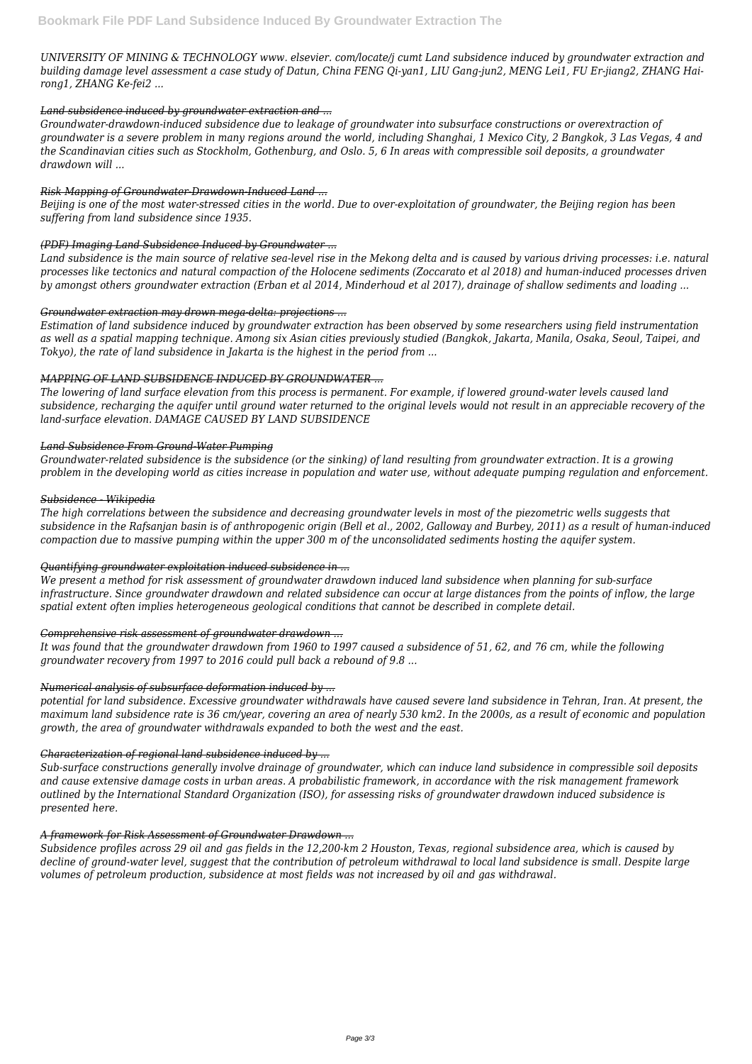*UNIVERSITY OF MINING & TECHNOLOGY www. elsevier. com/locate/j cumt Land subsidence induced by groundwater extraction and building damage level assessment a case study of Datun, China FENG Qi-yan1, LIU Gang-jun2, MENG Lei1, FU Er-jiang2, ZHANG Hai-rong1, ZHANG Ke-fei2 ...*

## *Land subsidence induced by groundwater extraction and ...*

*Groundwater-drawdown-induced subsidence due to leakage of groundwater into subsurface constructions or overextraction of groundwater is a severe problem in many regions around the world, including Shanghai, 1 Mexico City, 2 Bangkok, 3 Las Vegas, 4 and the Scandinavian cities such as Stockholm, Gothenburg, and Oslo. 5, 6 In areas with compressible soil deposits, a groundwater drawdown will ...*

## *Risk Mapping of Groundwater-Drawdown-Induced Land ...*

*Beijing is one of the most water-stressed cities in the world. Due to over-exploitation of groundwater, the Beijing region has been suffering from land subsidence since 1935.*

## *(PDF) Imaging Land Subsidence Induced by Groundwater ...*

*Land subsidence is the main source of relative sea-level rise in the Mekong delta and is caused by various driving processes: i.e. natural processes like tectonics and natural compaction of the Holocene sediments (Zoccarato et al 2018) and human-induced processes driven by amongst others groundwater extraction (Erban et al 2014, Minderhoud et al 2017), drainage of shallow sediments and loading ...*

## *Groundwater extraction may drown mega-delta: projections ...*

*Estimation of land subsidence induced by groundwater extraction has been observed by some researchers using field instrumentation as well as a spatial mapping technique. Among six Asian cities previously studied (Bangkok, Jakarta, Manila, Osaka, Seoul, Taipei, and Tokyo), the rate of land subsidence in Jakarta is the highest in the period from ...*

## *MAPPING OF LAND SUBSIDENCE INDUCED BY GROUNDWATER ...*

*The lowering of land surface elevation from this process is permanent. For example, if lowered ground-water levels caused land subsidence, recharging the aquifer until ground water returned to the original levels would not result in an appreciable recovery of the land-surface elevation. DAMAGE CAUSED BY LAND SUBSIDENCE*

## *Land Subsidence From Ground-Water Pumping*

*Groundwater-related subsidence is the subsidence (or the sinking) of land resulting from groundwater extraction. It is a growing problem in the developing world as cities increase in population and water use, without adequate pumping regulation and enforcement.*

## *Subsidence - Wikipedia*

*The high correlations between the subsidence and decreasing groundwater levels in most of the piezometric wells suggests that subsidence in the Rafsanjan basin is of anthropogenic origin (Bell et al., 2002, Galloway and Burbey, 2011) as a result of human-induced compaction due to massive pumping within the upper 300 m of the unconsolidated sediments hosting the aquifer system.*

## *Quantifying groundwater exploitation induced subsidence in ...*

*We present a method for risk assessment of groundwater drawdown induced land subsidence when planning for sub-surface infrastructure. Since groundwater drawdown and related subsidence can occur at large distances from the points of inflow, the large spatial extent often implies heterogeneous geological conditions that cannot be described in complete detail.*

## *Comprehensive risk assessment of groundwater drawdown ...*

*It was found that the groundwater drawdown from 1960 to 1997 caused a subsidence of 51, 62, and 76 cm, while the following groundwater recovery from 1997 to 2016 could pull back a rebound of 9.8 ...*

## *Numerical analysis of subsurface deformation induced by ...*

*potential for land subsidence. Excessive groundwater withdrawals have caused severe land subsidence in Tehran, Iran. At present, the maximum land subsidence rate is 36 cm/year, covering an area of nearly 530 km2. In the 2000s, as a result of economic and population growth, the area of groundwater withdrawals expanded to both the west and the east.*

## *Characterization of regional land subsidence induced by ...*

*Sub-surface constructions generally involve drainage of groundwater, which can induce land subsidence in compressible soil deposits and cause extensive damage costs in urban areas. A probabilistic framework, in accordance with the risk management framework outlined by the International Standard Organization (ISO), for assessing risks of groundwater drawdown induced subsidence is presented here.*

## *A framework for Risk Assessment of Groundwater Drawdown ...*

*Subsidence profiles across 29 oil and gas fields in the 12,200-km 2 Houston, Texas, regional subsidence area, which is caused by decline of ground-water level, suggest that the contribution of petroleum withdrawal to local land subsidence is small. Despite large volumes of petroleum production, subsidence at most fields was not increased by oil and gas withdrawal.*